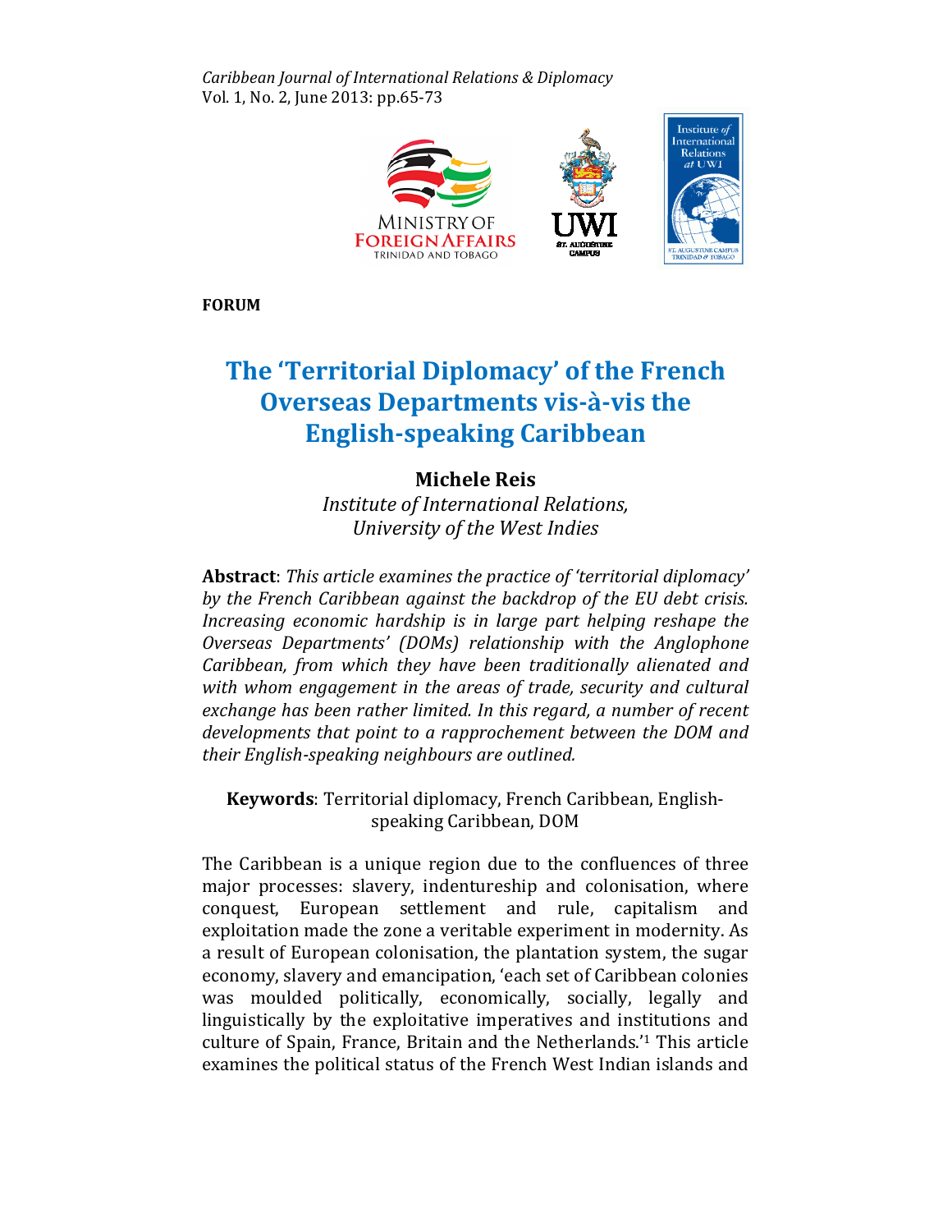FORUM

# The 'Territorial Diplomacy' of the French Overseas Departments vis-à-vis the English-speaking Caribbean

**Michele Reis**

*Institute of International Relations, University of the West Indies*

**Abstract**: *This article examines the practice of 'territorial diplomacy' by the French Caribbean against the backdrop of the EU debt crisis. Increasing economic hardship is in large part helping reshape the Overseas Departments' (DOMs) relationship with the Anglophone Caribbean, from which they have been traditionally alienated and with whom engagement in the areas of trade, security and cultural exchange has been rather limited. In this regard, a number of recent developments that point to a rapprochement between the DOM and their English-speaking neighbours are outlined.*

**Keywords**: Territorial diplomacy, French Caribbean, English-speaking Caribbean, DOM

The Caribbean is a unique region due to the confluences of three major processes: slavery, indentureship and colonisation, where conquest, European settlement and rule, capitalism and exploitation made the zone a veritable experiment in modernity. As a result of European colonisation, the plantation system, the sugar economy, slavery and emancipation, 'each set of Caribbean colonies was moulded politically, economically, socially, legally and linguistically by the exploitative imperatives and institutions and culture of Spain, France, Britain and the Netherlands.'[1] This article examines the political status of the French West Indian islands and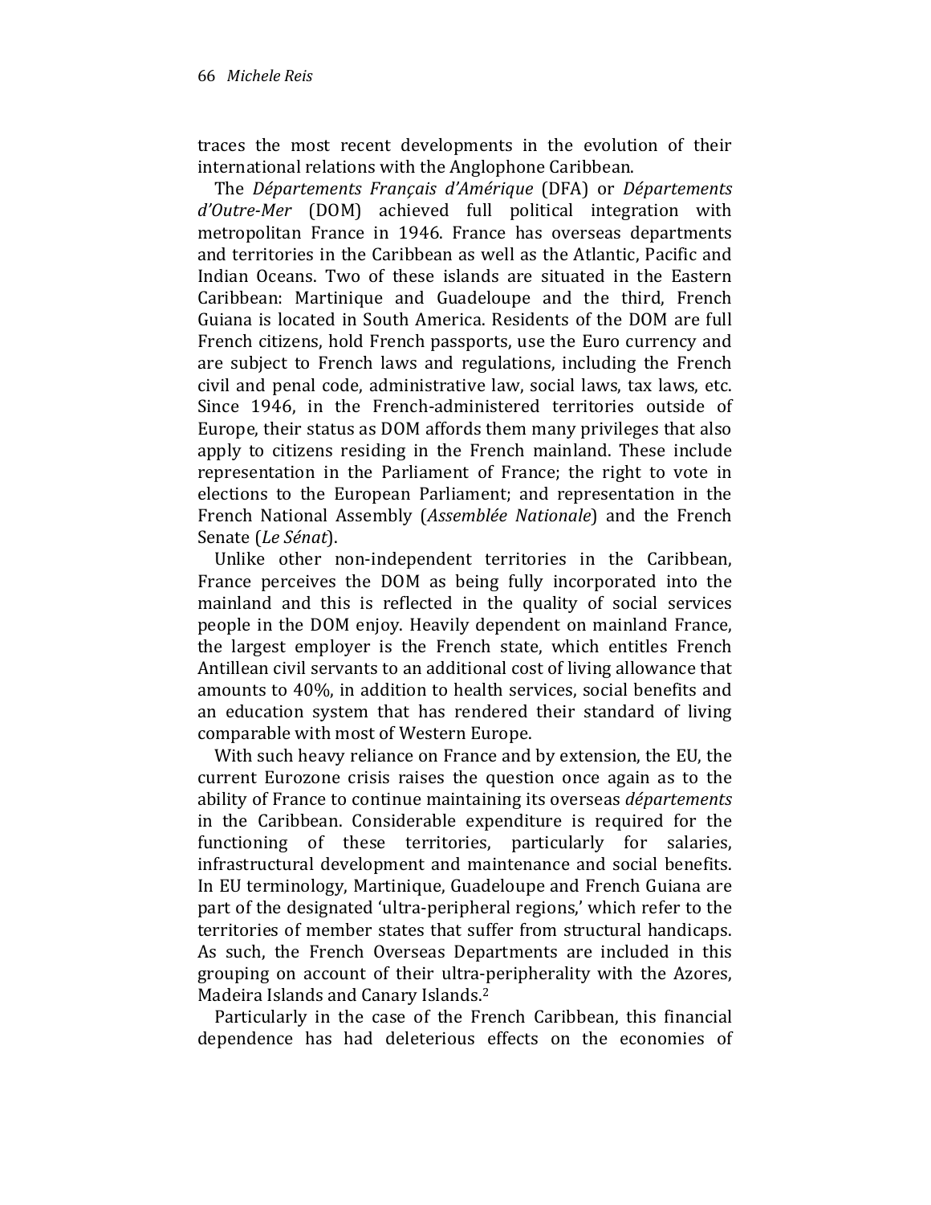traces the most recent developments in the evolution of their international relations with the Anglophone Caribbean.

The *Départements Français d'Amérique* (DFA) or *Départements d'Outre-Mer* (DOM) achieved full political integration with metropolitan France in 1946. France has overseas departments and territories in the Caribbean as well as the Atlantic, Pacific and Indian Oceans. Two of these islands are situated in the Eastern Caribbean: Martinique and Guadeloupe and the third, French Guiana is located in South America. Residents of the DOM are full French citizens, hold French passports, use the Euro currency and are subject to French laws and regulations, including the French civil and penal code, administrative law, social laws, tax laws, etc. Since 1946, in the French-administered territories outside of Europe, their status as DOM affords them many privileges that also apply to citizens residing in the French mainland. These include representation in the Parliament of France; the right to vote in elections to the European Parliament; and representation in the French National Assembly (*Assemblée Nationale*) and the French Senate (*Le Sénat*).

Unlike other non-independent territories in the Caribbean, France perceives the DOM as being fully incorporated into the mainland and this is reflected in the quality of social services people in the DOM enjoy. Heavily dependent on mainland France, the largest employer is the French state, which entitles French Antillean civil servants to an additional cost of living allowance that amounts to 40%, in addition to health services, social benefits and an education system that has rendered their standard of living comparable with most of Western Europe.

With such heavy reliance on France and by extension, the EU, the current Eurozone crisis raises the question once again as to the ability of France to continue maintaining its overseas *départements* in the Caribbean. Considerable expenditure is required for the functioning of these territories, particularly for salaries, infrastructural development and maintenance and social benefits. In EU terminology, Martinique, Guadeloupe and French Guiana are part of the designated 'ultra-peripheral regions,' which refer to the territories of member states that suffer from structural handicaps. As such, the French Overseas Departments are included in this grouping on account of their ultra-peripherality with the Azores, Madeira Islands and Canary Islands.[2]

Particularly in the case of the French Caribbean, this financial dependence has had deleterious effects on the economies of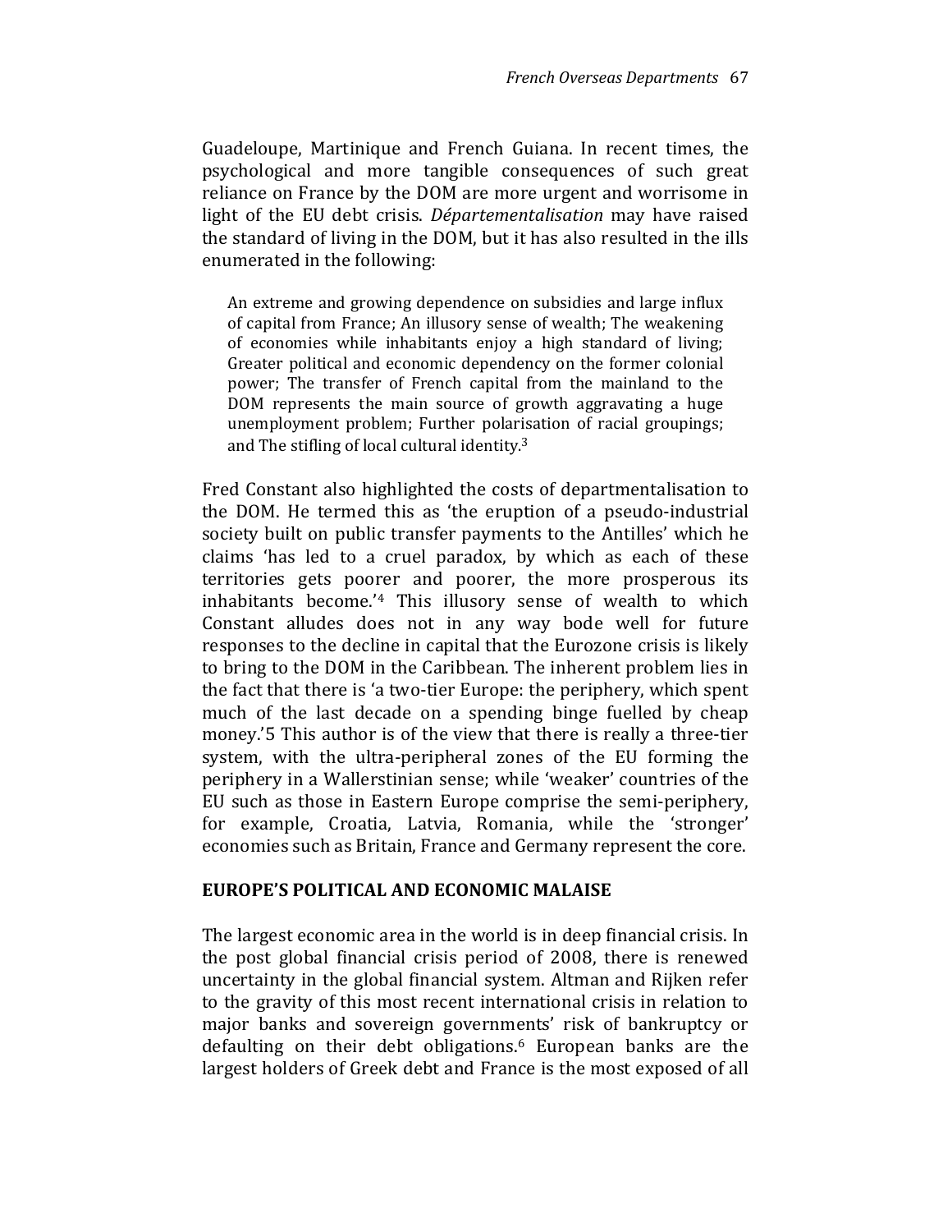Guadeloupe, Martinique and French Guiana. In recent times, the psychological and more tangible consequences of such great reliance on France by the DOM are more urgent and worrisome in light of the EU debt crisis. *Départementalisation* may have raised the standard of living in the DOM, but it has also resulted in the ills enumerated in the following:

> An extreme and growing dependence on subsidies and large influx of capital from France; An illusory sense of wealth; The weakening of economies while inhabitants enjoy a high standard of living; Greater political and economic dependency on the former colonial power; The transfer of French capital from the mainland to the DOM represents the main source of growth aggravating a huge unemployment problem; Further polarisation of racial groupings; and The stifling of local cultural identity.[3]

Fred Constant also highlighted the costs of departmentalisation to the DOM. He termed this as 'the eruption of a pseudo-industrial society built on public transfer payments to the Antilles' which he claims 'has led to a cruel paradox, by which as each of these territories gets poorer and poorer, the more prosperous its inhabitants become.'[4] This illusory sense of wealth to which Constant alludes does not in any way bode well for future responses to the decline in capital that the Eurozone crisis is likely to bring to the DOM in the Caribbean. The inherent problem lies in the fact that there is 'a two-tier Europe: the periphery, which spent much of the last decade on a spending binge fuelled by cheap money.'5 This author is of the view that there is really a three-tier system, with the ultra-peripheral zones of the EU forming the periphery in a Wallerstinian sense; while 'weaker' countries of the EU such as those in Eastern Europe comprise the semi-periphery, for example, Croatia, Latvia, Romania, while the 'stronger' economies such as Britain, France and Germany represent the core.

## EUROPE'S POLITICAL AND ECONOMIC MALAISE

The largest economic area in the world is in deep financial crisis. In the post global financial crisis period of 2008, there is renewed uncertainty in the global financial system. Altman and Rijken refer to the gravity of this most recent international crisis in relation to major banks and sovereign governments' risk of bankruptcy or defaulting on their debt obligations.[6] European banks are the largest holders of Greek debt and France is the most exposed of all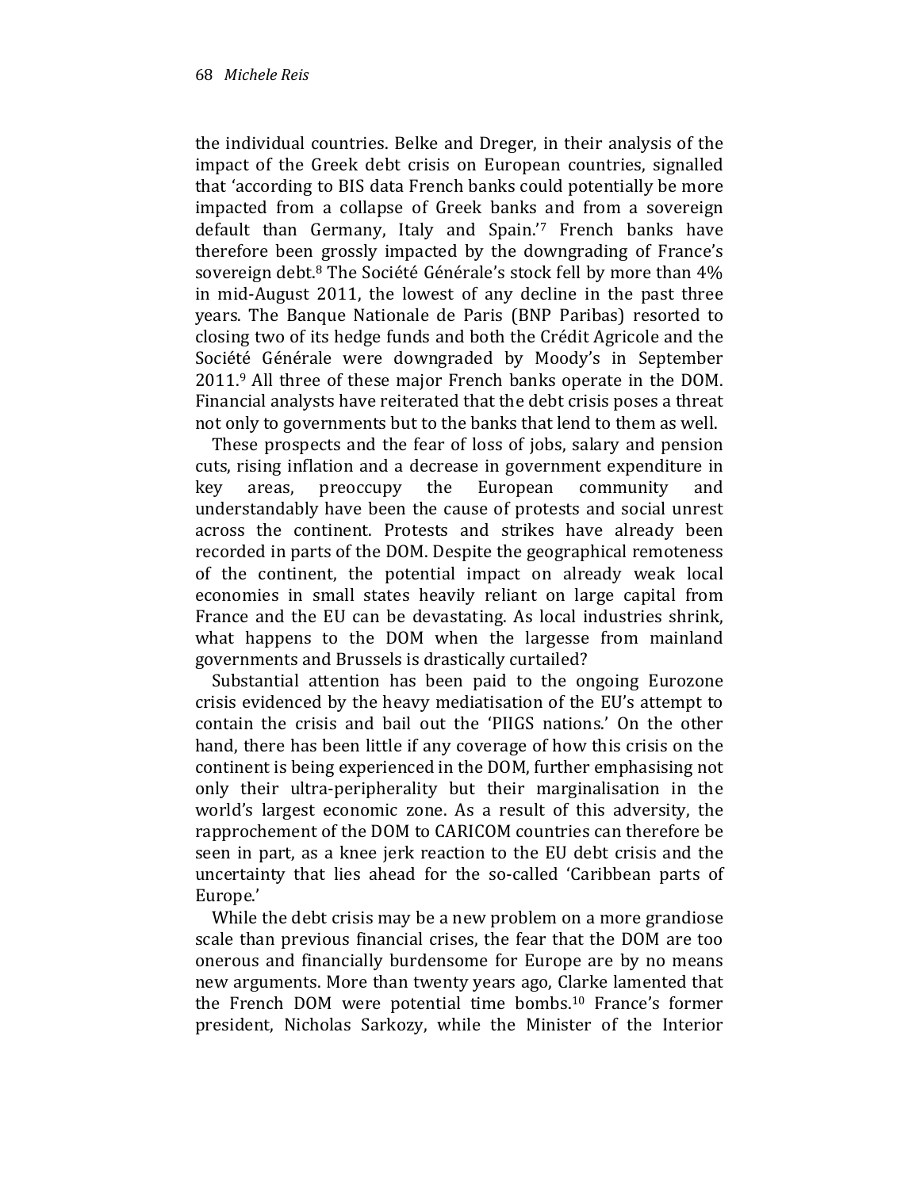the individual countries. Belke and Dreger, in their analysis of the impact of the Greek debt crisis on European countries, signalled that 'according to BIS data French banks could potentially be more impacted from a collapse of Greek banks and from a sovereign default than Germany, Italy and Spain.'[7] French banks have therefore been grossly impacted by the downgrading of France's sovereign debt.[8] The Société Générale's stock fell by more than 4% in mid-August 2011, the lowest of any decline in the past three years. The Banque Nationale de Paris (BNP Paribas) resorted to closing two of its hedge funds and both the Crédit Agricole and the Société Générale were downgraded by Moody's in September 2011.[9] All three of these major French banks operate in the DOM. Financial analysts have reiterated that the debt crisis poses a threat not only to governments but to the banks that lend to them as well.

These prospects and the fear of loss of jobs, salary and pension cuts, rising inflation and a decrease in government expenditure in key areas, preoccupy the European community and understandably have been the cause of protests and social unrest across the continent. Protests and strikes have already been recorded in parts of the DOM. Despite the geographical remoteness of the continent, the potential impact on already weak local economies in small states heavily reliant on large capital from France and the EU can be devastating. As local industries shrink, what happens to the DOM when the largesse from mainland governments and Brussels is drastically curtailed?

Substantial attention has been paid to the ongoing Eurozone crisis evidenced by the heavy mediatisation of the EU's attempt to contain the crisis and bail out the 'PIIGS nations.' On the other hand, there has been little if any coverage of how this crisis on the continent is being experienced in the DOM, further emphasising not only their ultra-peripherality but their marginalisation in the world's largest economic zone. As a result of this adversity, the rapprochement of the DOM to CARICOM countries can therefore be seen in part, as a knee jerk reaction to the EU debt crisis and the uncertainty that lies ahead for the so-called 'Caribbean parts of Europe.'

While the debt crisis may be a new problem on a more grandiose scale than previous financial crises, the fear that the DOM are too onerous and financially burdensome for Europe are by no means new arguments. More than twenty years ago, Clarke lamented that the French DOM were potential time bombs.[10] France's former president, Nicholas Sarkozy, while the Minister of the Interior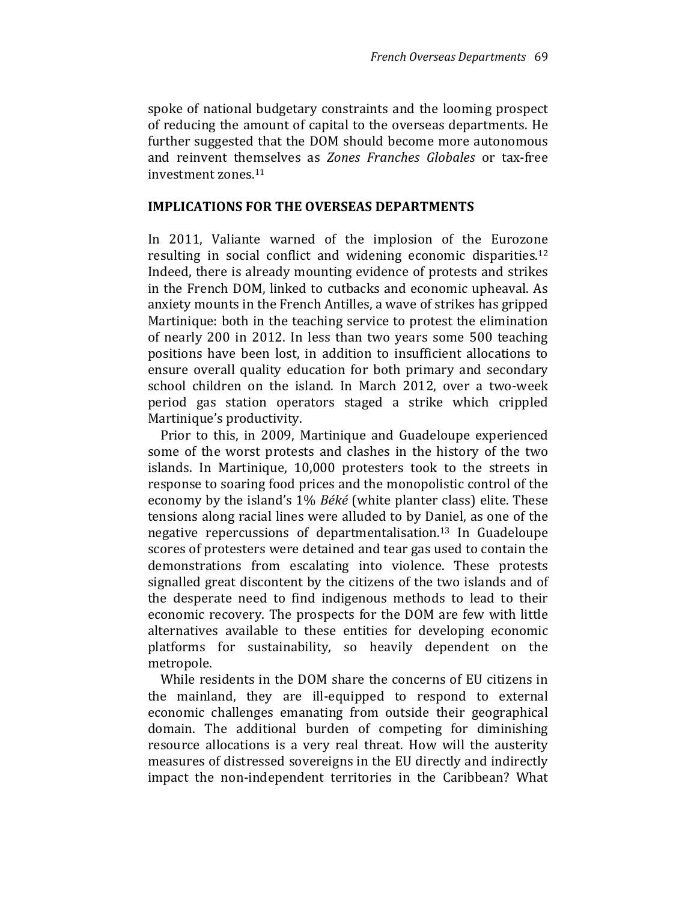spoke of national budgetary constraints and the looming prospect of reducing the amount of capital to the overseas departments. He further suggested that the DOM should become more autonomous and reinvent themselves as *Zones Franches Globales* or tax-free investment zones.[11]

## IMPLICATIONS FOR THE OVERSEAS DEPARTMENTS

In 2011, Valiante warned of the implosion of the Eurozone resulting in social conflict and widening economic disparities.[12] Indeed, there is already mounting evidence of protests and strikes in the French DOM, linked to cutbacks and economic upheaval. As anxiety mounts in the French Antilles, a wave of strikes has gripped Martinique: both in the teaching service to protest the elimination of nearly 200 in 2012. In less than two years some 500 teaching positions have been lost, in addition to insufficient allocations to ensure overall quality education for both primary and secondary school children on the island. In March 2012, over a two-week period gas station operators staged a strike which crippled Martinique's productivity.

Prior to this, in 2009, Martinique and Guadeloupe experienced some of the worst protests and clashes in the history of the two islands. In Martinique, 10,000 protesters took to the streets in response to soaring food prices and the monopolistic control of the economy by the island's 1% *Béké* (white planter class) elite. These tensions along racial lines were alluded to by Daniel, as one of the negative repercussions of departmentalisation.[13] In Guadeloupe scores of protesters were detained and tear gas used to contain the demonstrations from escalating into violence. These protests signalled great discontent by the citizens of the two islands and of the desperate need to find indigenous methods to lead to their economic recovery. The prospects for the DOM are few with little alternatives available to these entities for developing economic platforms for sustainability, so heavily dependent on the metropole.

While residents in the DOM share the concerns of EU citizens in the mainland, they are ill-equipped to respond to external economic challenges emanating from outside their geographical domain. The additional burden of competing for diminishing resource allocations is a very real threat. How will the austerity measures of distressed sovereigns in the EU directly and indirectly impact the non-independent territories in the Caribbean? What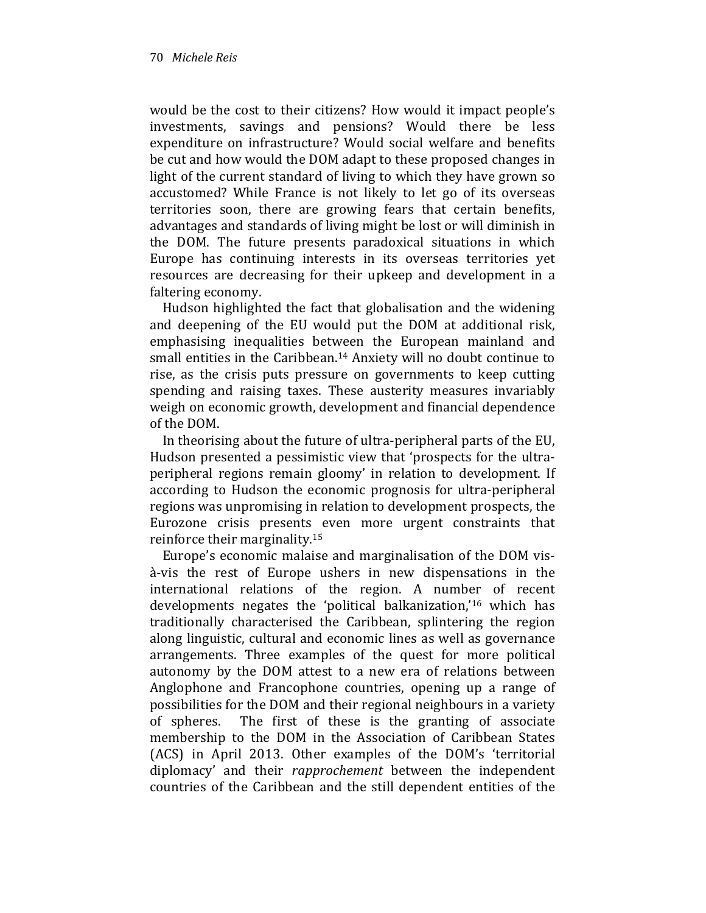would be the cost to their citizens? How would it impact people's investments, savings and pensions? Would there be less expenditure on infrastructure? Would social welfare and benefits be cut and how would the DOM adapt to these proposed changes in light of the current standard of living to which they have grown so accustomed? While France is not likely to let go of its overseas territories soon, there are growing fears that certain benefits, advantages and standards of living might be lost or will diminish in the DOM. The future presents paradoxical situations in which Europe has continuing interests in its overseas territories yet resources are decreasing for their upkeep and development in a faltering economy.

Hudson highlighted the fact that globalisation and the widening and deepening of the EU would put the DOM at additional risk, emphasising inequalities between the European mainland and small entities in the Caribbean.[14] Anxiety will no doubt continue to rise, as the crisis puts pressure on governments to keep cutting spending and raising taxes. These austerity measures invariably weigh on economic growth, development and financial dependence of the DOM.

In theorising about the future of ultra-peripheral parts of the EU, Hudson presented a pessimistic view that 'prospects for the ultra-peripheral regions remain gloomy' in relation to development. If according to Hudson the economic prognosis for ultra-peripheral regions was unpromising in relation to development prospects, the Eurozone crisis presents even more urgent constraints that reinforce their marginality.[15]

Europe's economic malaise and marginalisation of the DOM vis-à-vis the rest of Europe ushers in new dispensations in the international relations of the region. A number of recent developments negates the 'political balkanization,'[16] which has traditionally characterised the Caribbean, splintering the region along linguistic, cultural and economic lines as well as governance arrangements. Three examples of the quest for more political autonomy by the DOM attest to a new era of relations between Anglophone and Francophone countries, opening up a range of possibilities for the DOM and their regional neighbours in a variety of spheres. The first of these is the granting of associate membership to the DOM in the Association of Caribbean States (ACS) in April 2013. Other examples of the DOM's 'territorial diplomacy' and their *rapprochement* between the independent countries of the Caribbean and the still dependent entities of the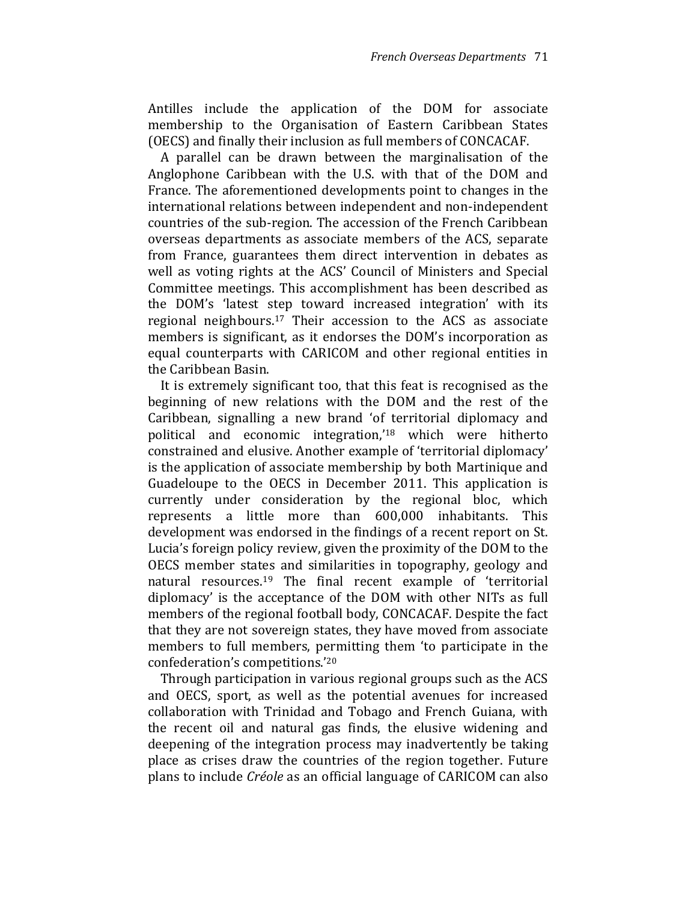Antilles include the application of the DOM for associate membership to the Organisation of Eastern Caribbean States (OECS) and finally their inclusion as full members of CONCACAF.

A parallel can be drawn between the marginalisation of the Anglophone Caribbean with the U.S. with that of the DOM and France. The aforementioned developments point to changes in the international relations between independent and non-independent countries of the sub-region. The accession of the French Caribbean overseas departments as associate members of the ACS, separate from France, guarantees them direct intervention in debates as well as voting rights at the ACS' Council of Ministers and Special Committee meetings. This accomplishment has been described as the DOM's 'latest step toward increased integration' with its regional neighbours.[17] Their accession to the ACS as associate members is significant, as it endorses the DOM's incorporation as equal counterparts with CARICOM and other regional entities in the Caribbean Basin.

It is extremely significant too, that this feat is recognised as the beginning of new relations with the DOM and the rest of the Caribbean, signalling a new brand 'of territorial diplomacy and political and economic integration,'[18] which were hitherto constrained and elusive. Another example of 'territorial diplomacy' is the application of associate membership by both Martinique and Guadeloupe to the OECS in December 2011. This application is currently under consideration by the regional bloc, which represents a little more than 600,000 inhabitants. This development was endorsed in the findings of a recent report on St. Lucia's foreign policy review, given the proximity of the DOM to the OECS member states and similarities in topography, geology and natural resources.[19] The final recent example of 'territorial diplomacy' is the acceptance of the DOM with other NITs as full members of the regional football body, CONCACAF. Despite the fact that they are not sovereign states, they have moved from associate members to full members, permitting them 'to participate in the confederation's competitions.'[20]

Through participation in various regional groups such as the ACS and OECS, sport, as well as the potential avenues for increased collaboration with Trinidad and Tobago and French Guiana, with the recent oil and natural gas finds, the elusive widening and deepening of the integration process may inadvertently be taking place as crises draw the countries of the region together. Future plans to include *Créole* as an official language of CARICOM can also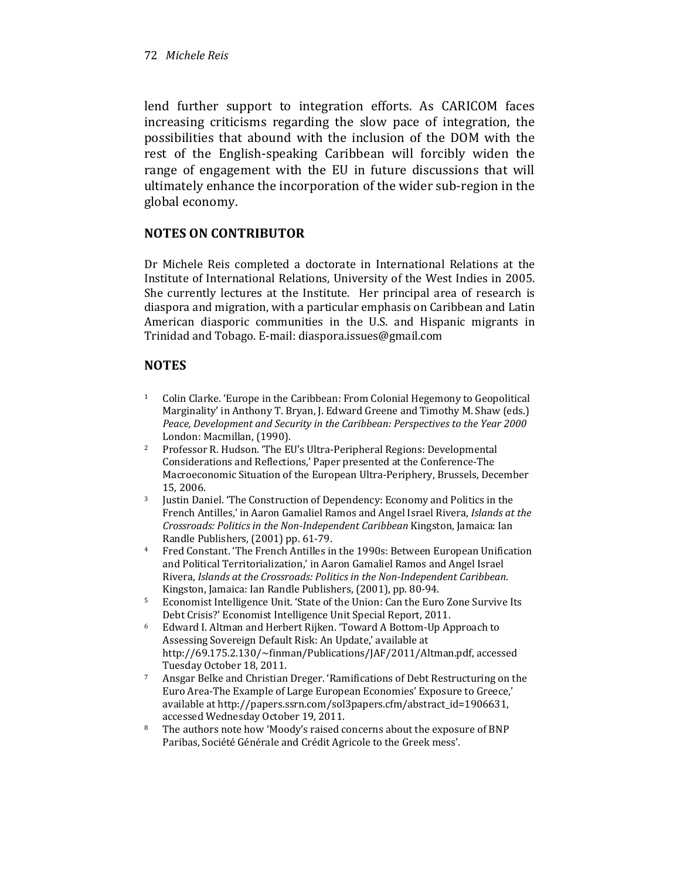lend further support to integration efforts. As CARICOM faces increasing criticisms regarding the slow pace of integration, the possibilities that abound with the inclusion of the DOM with the rest of the English-speaking Caribbean will forcibly widen the range of engagement with the EU in future discussions that will ultimately enhance the incorporation of the wider sub-region in the global economy.

## NOTES ON CONTRIBUTOR

Dr Michele Reis completed a doctorate in International Relations at the Institute of International Relations, University of the West Indies in 2005. She currently lectures at the Institute. Her principal area of research is diaspora and migration, with a particular emphasis on Caribbean and Latin American diasporic communities in the U.S. and Hispanic migrants in Trinidad and Tobago. E-mail: diaspora.issues@gmail.com

## NOTES

1. Colin Clarke. 'Europe in the Caribbean: From Colonial Hegemony to Geopolitical Marginality' in Anthony T. Bryan, J. Edward Greene and Timothy M. Shaw (eds.) *Peace, Development and Security in the Caribbean: Perspectives to the Year 2000* London: Macmillan, (1990).
2. Professor R. Hudson. 'The EU's Ultra-Peripheral Regions: Developmental Considerations and Reflections,' Paper presented at the Conference-The Macroeconomic Situation of the European Ultra-Periphery, Brussels, December 15, 2006.
3. Justin Daniel. 'The Construction of Dependency: Economy and Politics in the French Antilles,' in Aaron Gamaliel Ramos and Angel Israel Rivera, *Islands at the Crossroads: Politics in the Non-Independent Caribbean* Kingston, Jamaica: Ian Randle Publishers, (2001) pp. 61-79.
4. Fred Constant. 'The French Antilles in the 1990s: Between European Unification and Political Territorialization,' in Aaron Gamaliel Ramos and Angel Israel Rivera, *Islands at the Crossroads: Politics in the Non-Independent Caribbean*. Kingston, Jamaica: Ian Randle Publishers, (2001), pp. 80-94.
5. Economist Intelligence Unit. 'State of the Union: Can the Euro Zone Survive Its Debt Crisis?' Economist Intelligence Unit Special Report, 2011.
6. Edward I. Altman and Herbert Rijken. 'Toward A Bottom-Up Approach to Assessing Sovereign Default Risk: An Update,' available at http://69.175.2.130/~finman/Publications/JAF/2011/Altman.pdf, accessed Tuesday October 18, 2011.
7. Ansgar Belke and Christian Dreger. 'Ramifications of Debt Restructuring on the Euro Area-The Example of Large European Economies' Exposure to Greece,' available at http://papers.ssrn.com/sol3papers.cfm/abstract_id=1906631, accessed Wednesday October 19, 2011.
8. The authors note how 'Moody's raised concerns about the exposure of BNP Paribas, Société Générale and Crédit Agricole to the Greek mess'.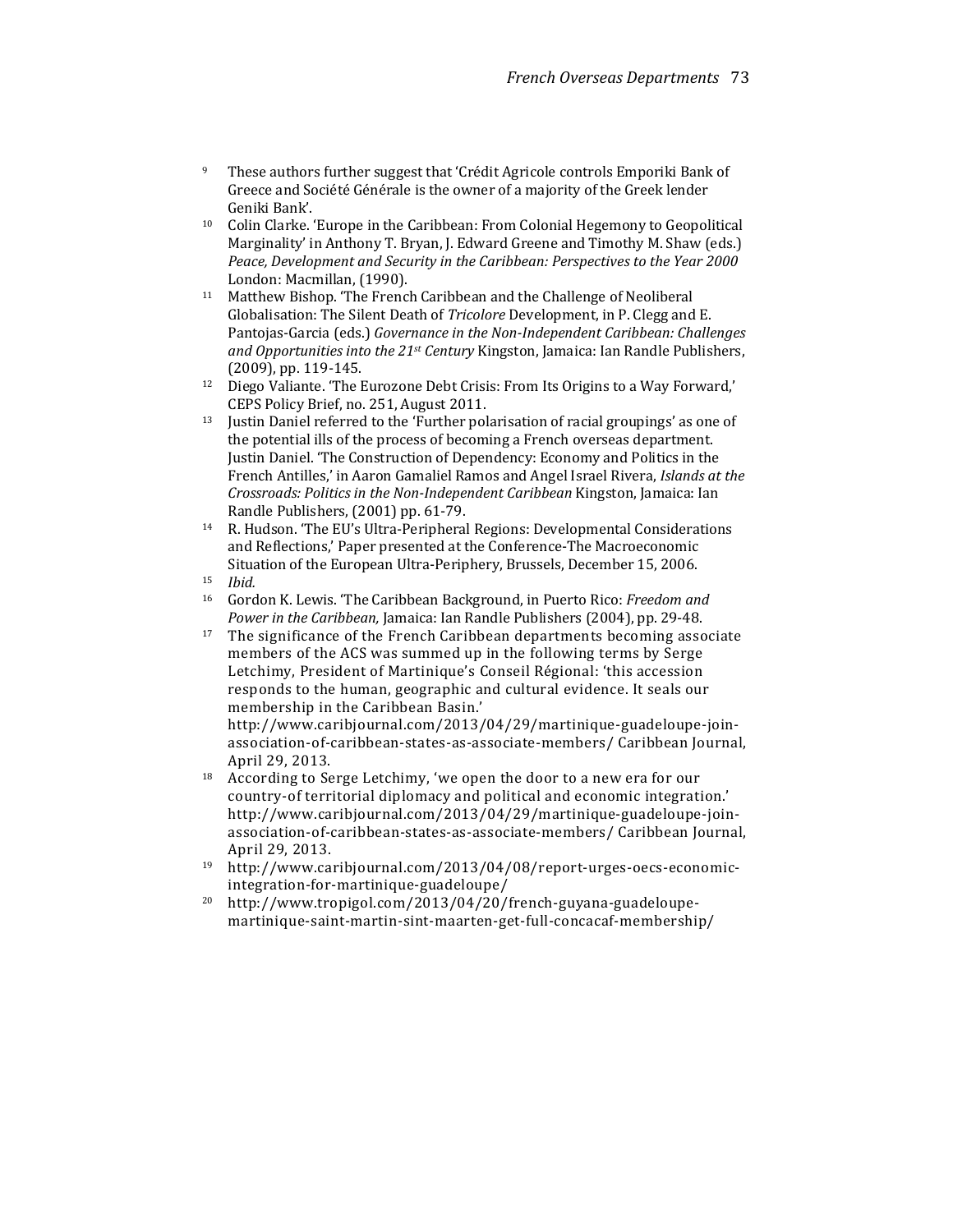9 These authors further suggest that 'Crédit Agricole controls Emporiki Bank of Greece and Société Générale is the owner of a majority of the Greek lender Geniki Bank'.

10 Colin Clarke. 'Europe in the Caribbean: From Colonial Hegemony to Geopolitical Marginality' in Anthony T. Bryan, J. Edward Greene and Timothy M. Shaw (eds.) *Peace, Development and Security in the Caribbean: Perspectives to the Year 2000* London: Macmillan, (1990).

11 Matthew Bishop. 'The French Caribbean and the Challenge of Neoliberal Globalisation: The Silent Death of *Tricolore* Development, in P. Clegg and E. Pantojas-Garcia (eds.) *Governance in the Non-Independent Caribbean: Challenges and Opportunities into the 21st Century* Kingston, Jamaica: Ian Randle Publishers, (2009), pp. 119-145.

12 Diego Valiante. 'The Eurozone Debt Crisis: From Its Origins to a Way Forward,' CEPS Policy Brief, no. 251, August 2011.

13 Justin Daniel referred to the 'Further polarisation of racial groupings' as one of the potential ills of the process of becoming a French overseas department. Justin Daniel. 'The Construction of Dependency: Economy and Politics in the French Antilles,' in Aaron Gamaliel Ramos and Angel Israel Rivera, *Islands at the Crossroads: Politics in the Non-Independent Caribbean* Kingston, Jamaica: Ian Randle Publishers, (2001) pp. 61-79.

14 R. Hudson. 'The EU's Ultra-Peripheral Regions: Developmental Considerations and Reflections,' Paper presented at the Conference-The Macroeconomic Situation of the European Ultra-Periphery, Brussels, December 15, 2006.

15 *Ibid.*

16 Gordon K. Lewis. 'The Caribbean Background, in Puerto Rico: *Freedom and Power in the Caribbean,* Jamaica: Ian Randle Publishers (2004), pp. 29-48.

17 The significance of the French Caribbean departments becoming associate members of the ACS was summed up in the following terms by Serge Letchimy, President of Martinique's Conseil Régional: 'this accession responds to the human, geographic and cultural evidence. It seals our membership in the Caribbean Basin.' http://www.caribjournal.com/2013/04/29/martinique-guadeloupe-join-association-of-caribbean-states-as-associate-members/ Caribbean Journal, April 29, 2013.

18 According to Serge Letchimy, 'we open the door to a new era for our country-of territorial diplomacy and political and economic integration.' http://www.caribjournal.com/2013/04/29/martinique-guadeloupe-join-association-of-caribbean-states-as-associate-members/ Caribbean Journal, April 29, 2013.

19 http://www.caribjournal.com/2013/04/08/report-urges-oecs-economic-integration-for-martinique-guadeloupe/

20 http://www.tropigol.com/2013/04/20/french-guyana-guadeloupe-martinique-saint-martin-sint-maarten-get-full-concacaf-membership/